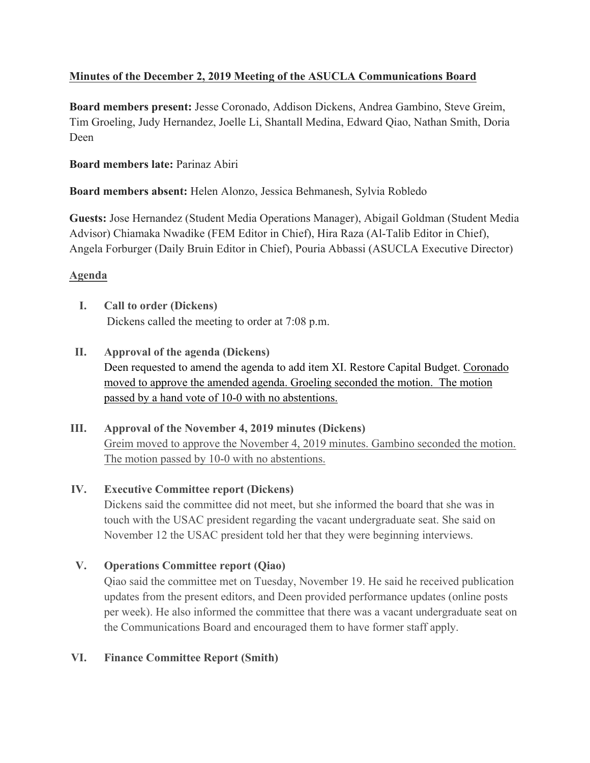# Minutes of the December 2, 2019 Meeting of the ASUCLA Communications Board

**Board members present:** Jesse Coronado, Addison Dickens, Andrea Gambino, Steve Greim, Tim Groeling, Judy Hernandez, Joelle Li, Shantall Medina, Edward Qiao, Nathan Smith, Doria Deen

**Board members late:** Parinaz Abiri

**Board members absent:** Helen Alonzo, Jessica Behmanesh, Sylvia Robledo

**Guests:** Jose Hernandez (Student Media Operations Manager), Abigail Goldman (Student Media Advisor) Chiamaka Nwadike (FEM Editor in Chief), Hira Raza (Al-Talib Editor in Chief), Angela Forburger (Daily Bruin Editor in Chief), Pouria Abbassi (ASUCLA Executive Director)

## Agenda

**I. Call to order (Dickens)**

Dickens called the meeting to order at 7:08 p.m.

**II. Approval of the agenda (Dickens)**

Deen requested to amend the agenda to add item XI. Restore Capital Budget. Coronado moved to approve the amended agenda. Groeling seconded the motion. The motion passed by a hand vote of 10-0 with no abstentions.

**III. Approval of the November 4, 2019 minutes (Dickens)**

Greim moved to approve the November 4, 2019 minutes. Gambino seconded the motion. The motion passed by 10-0 with no abstentions.

**IV. Executive Committee report (Dickens)**

Dickens said the committee did not meet, but she informed the board that she was in touch with the USAC president regarding the vacant undergraduate seat. She said on November 12 the USAC president told her that they were beginning interviews.

**V. Operations Committee report (Qiao)**

Qiao said the committee met on Tuesday, November 19. He said he received publication updates from the present editors, and Deen provided performance updates (online posts per week). He also informed the committee that there was a vacant undergraduate seat on the Communications Board and encouraged them to have former staff apply.

**VI. Finance Committee Report (Smith)**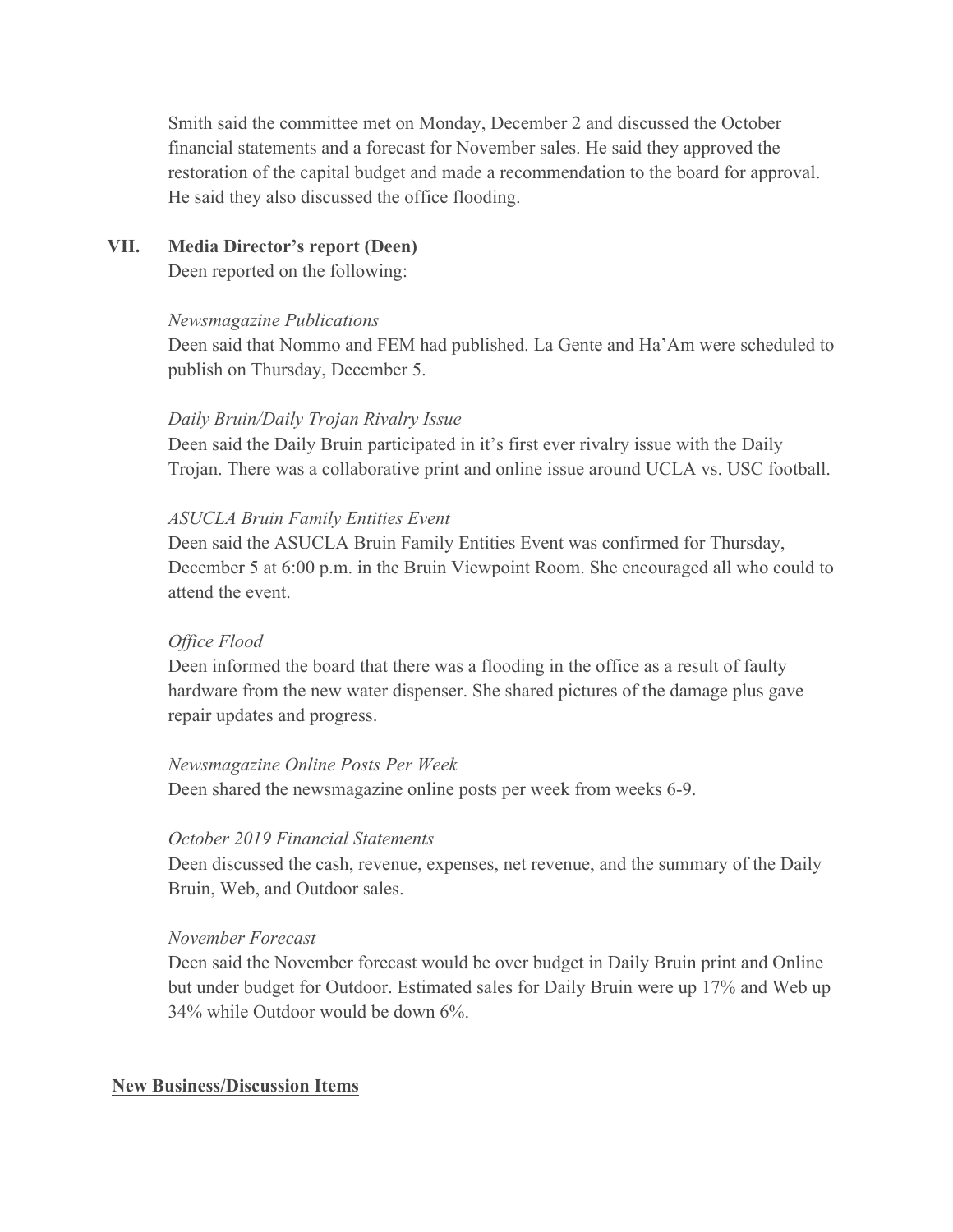Smith said the committee met on Monday, December 2 and discussed the October financial statements and a forecast for November sales. He said they approved the restoration of the capital budget and made a recommendation to the board for approval. He said they also discussed the office flooding.

## VII. Media Director's report (Deen)

Deen reported on the following:

*Newsmagazine Publications*

Deen said that Nommo and FEM had published. La Gente and Ha'Am were scheduled to publish on Thursday, December 5.

*Daily Bruin/Daily Trojan Rivalry Issue*

Deen said the Daily Bruin participated in it's first ever rivalry issue with the Daily Trojan. There was a collaborative print and online issue around UCLA vs. USC football.

*ASUCLA Bruin Family Entities Event*

Deen said the ASUCLA Bruin Family Entities Event was confirmed for Thursday, December 5 at 6:00 p.m. in the Bruin Viewpoint Room. She encouraged all who could to attend the event.

*Office Flood*

Deen informed the board that there was a flooding in the office as a result of faulty hardware from the new water dispenser. She shared pictures of the damage plus gave repair updates and progress.

*Newsmagazine Online Posts Per Week*

Deen shared the newsmagazine online posts per week from weeks 6-9.

*October 2019 Financial Statements*

Deen discussed the cash, revenue, expenses, net revenue, and the summary of the Daily Bruin, Web, and Outdoor sales.

*November Forecast*

Deen said the November forecast would be over budget in Daily Bruin print and Online but under budget for Outdoor. Estimated sales for Daily Bruin were up 17% and Web up 34% while Outdoor would be down 6%.

## New Business/Discussion Items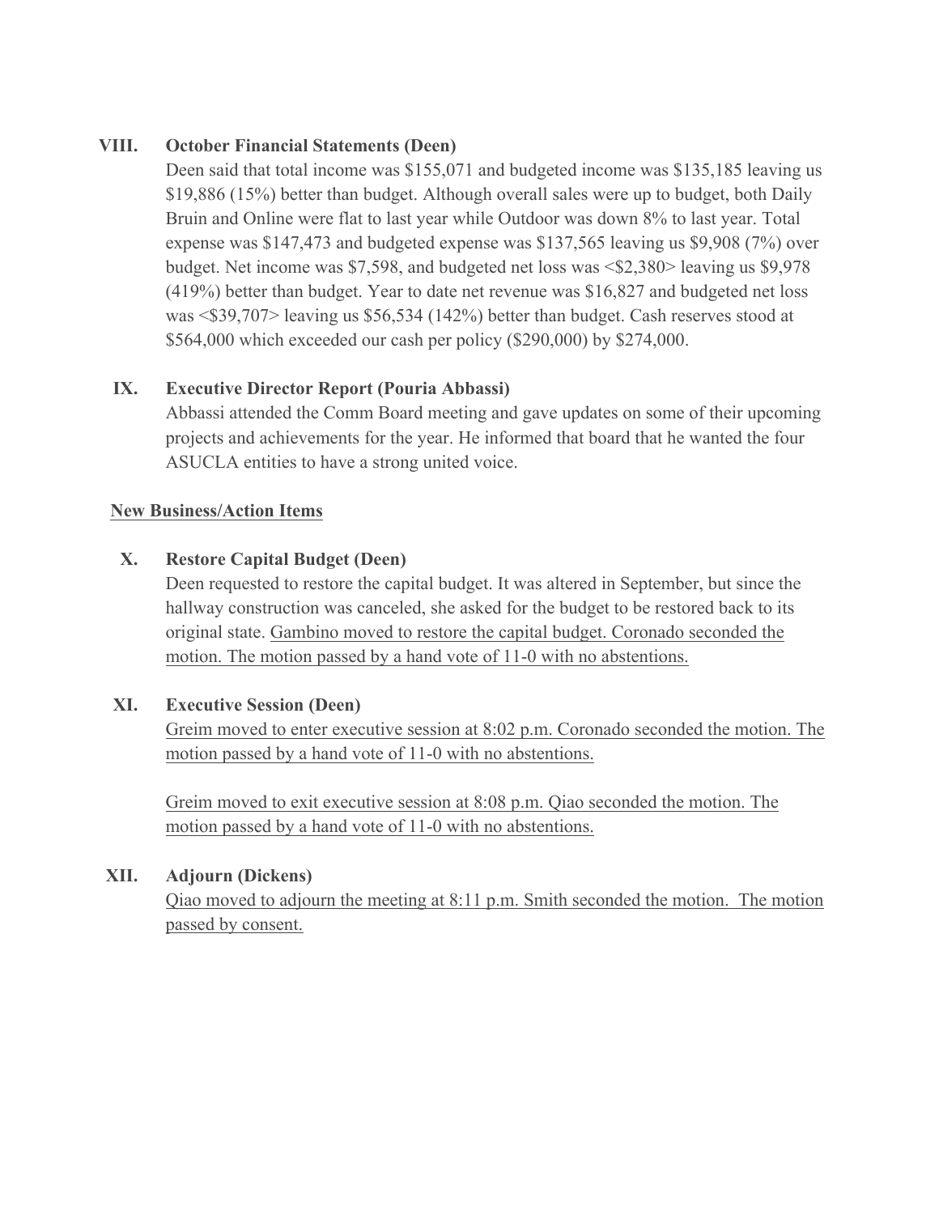**VIII. October Financial Statements (Deen)**

Deen said that total income was $155,071 and budgeted income was $135,185 leaving us $19,886 (15%) better than budget. Although overall sales were up to budget, both Daily Bruin and Online were flat to last year while Outdoor was down 8% to last year. Total expense was $147,473 and budgeted expense was $137,565 leaving us $9,908 (7%) over budget. Net income was $7,598, and budgeted net loss was <$2,380> leaving us $9,978 (419%) better than budget. Year to date net revenue was $16,827 and budgeted net loss was <$39,707> leaving us $56,534 (142%) better than budget. Cash reserves stood at $564,000 which exceeded our cash per policy ($290,000) by $274,000.

**IX. Executive Director Report (Pouria Abbassi)**

Abbassi attended the Comm Board meeting and gave updates on some of their upcoming projects and achievements for the year. He informed that board that he wanted the four ASUCLA entities to have a strong united voice.

**New Business/Action Items**

**X. Restore Capital Budget (Deen)**

Deen requested to restore the capital budget. It was altered in September, but since the hallway construction was canceled, she asked for the budget to be restored back to its original state. Gambino moved to restore the capital budget. Coronado seconded the motion. The motion passed by a hand vote of 11-0 with no abstentions.

**XI. Executive Session (Deen)**

Greim moved to enter executive session at 8:02 p.m. Coronado seconded the motion. The motion passed by a hand vote of 11-0 with no abstentions.

Greim moved to exit executive session at 8:08 p.m. Qiao seconded the motion. The motion passed by a hand vote of 11-0 with no abstentions.

**XII. Adjourn (Dickens)**

Qiao moved to adjourn the meeting at 8:11 p.m. Smith seconded the motion. The motion passed by consent.